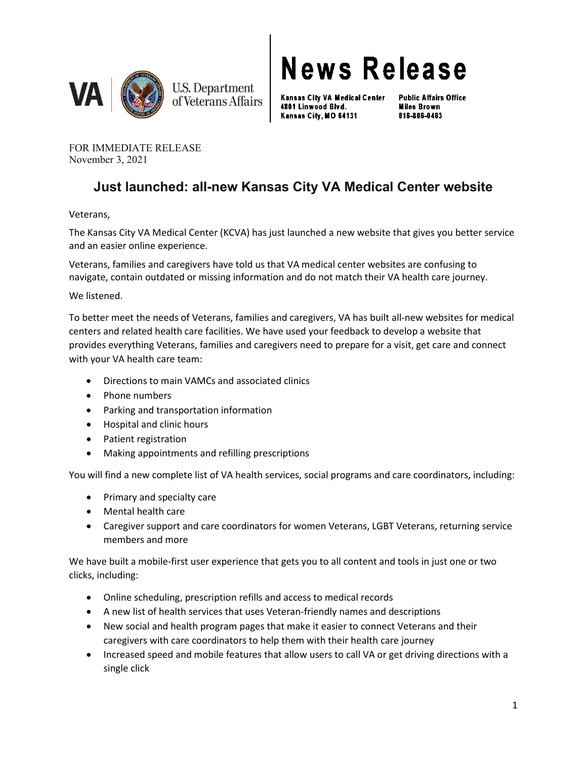VA | U.S. Department of Veterans Affairs

# News Release

Kansas City VA Medical Center
4801 Linwood Blvd.
Kansas City, MO 64131

Public Affairs Office
Miles Brown
816-806-0463

FOR IMMEDIATE RELEASE
November 3, 2021

## Just launched: all-new Kansas City VA Medical Center website

Veterans,

The Kansas City VA Medical Center (KCVA) has just launched a new website that gives you better service and an easier online experience.

Veterans, families and caregivers have told us that VA medical center websites are confusing to navigate, contain outdated or missing information and do not match their VA health care journey.

We listened.

To better meet the needs of Veterans, families and caregivers, VA has built all-new websites for medical centers and related health care facilities. We have used your feedback to develop a website that provides everything Veterans, families and caregivers need to prepare for a visit, get care and connect with your VA health care team:

- Directions to main VAMCs and associated clinics
- Phone numbers
- Parking and transportation information
- Hospital and clinic hours
- Patient registration
- Making appointments and refilling prescriptions

You will find a new complete list of VA health services, social programs and care coordinators, including:

- Primary and specialty care
- Mental health care
- Caregiver support and care coordinators for women Veterans, LGBT Veterans, returning service members and more

We have built a mobile-first user experience that gets you to all content and tools in just one or two clicks, including:

- Online scheduling, prescription refills and access to medical records
- A new list of health services that uses Veteran-friendly names and descriptions
- New social and health program pages that make it easier to connect Veterans and their caregivers with care coordinators to help them with their health care journey
- Increased speed and mobile features that allow users to call VA or get driving directions with a single click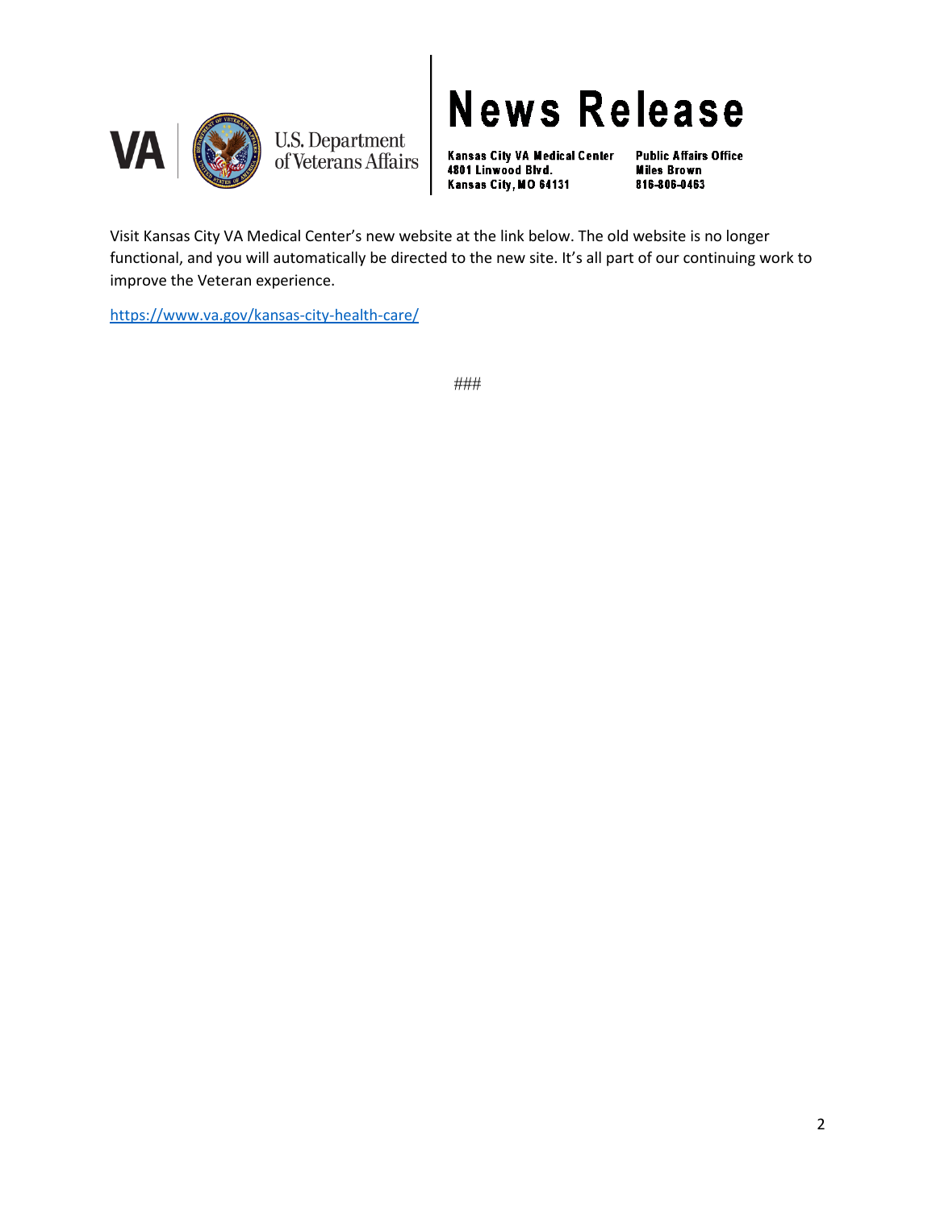U.S. Department of Veterans Affairs

# News Release

Kansas City VA Medical Center
4801 Linwood Blvd.
Kansas City, MO 64131

Public Affairs Office
Miles Brown
816-806-0463

Visit Kansas City VA Medical Center's new website at the link below. The old website is no longer functional, and you will automatically be directed to the new site. It's all part of our continuing work to improve the Veteran experience.

https://www.va.gov/kansas-city-health-care/

###